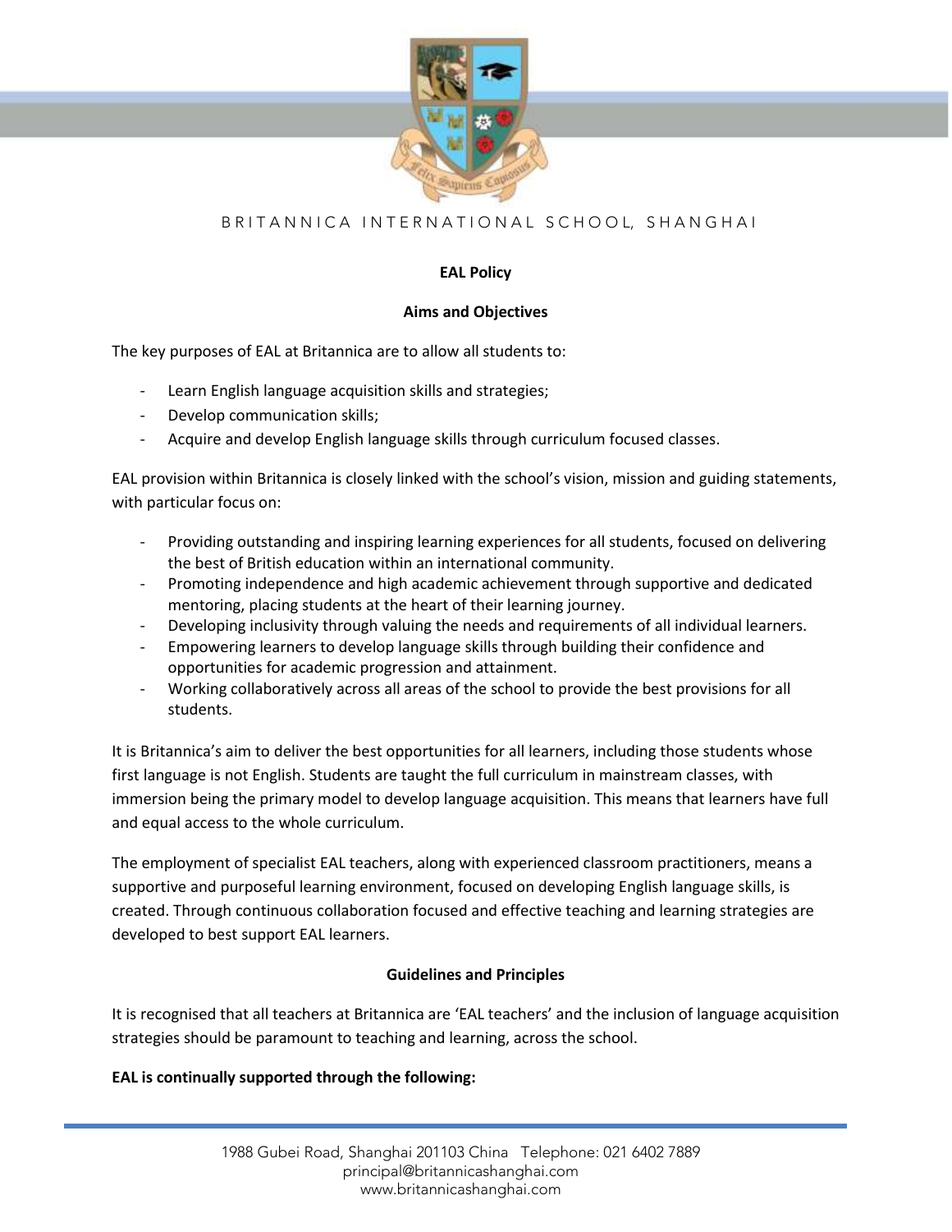BRITANNICA INTERNATIONAL SCHOOL, SHANGHAI

## EAL Policy

### Aims and Objectives

The key purposes of EAL at Britannica are to allow all students to:

- Learn English language acquisition skills and strategies;
- Develop communication skills;
- Acquire and develop English language skills through curriculum focused classes.

EAL provision within Britannica is closely linked with the school's vision, mission and guiding statements, with particular focus on:

- Providing outstanding and inspiring learning experiences for all students, focused on delivering the best of British education within an international community.
- Promoting independence and high academic achievement through supportive and dedicated mentoring, placing students at the heart of their learning journey.
- Developing inclusivity through valuing the needs and requirements of all individual learners.
- Empowering learners to develop language skills through building their confidence and opportunities for academic progression and attainment.
- Working collaboratively across all areas of the school to provide the best provisions for all students.

It is Britannica's aim to deliver the best opportunities for all learners, including those students whose first language is not English. Students are taught the full curriculum in mainstream classes, with immersion being the primary model to develop language acquisition. This means that learners have full and equal access to the whole curriculum.

The employment of specialist EAL teachers, along with experienced classroom practitioners, means a supportive and purposeful learning environment, focused on developing English language skills, is created. Through continuous collaboration focused and effective teaching and learning strategies are developed to best support EAL learners.

### Guidelines and Principles

It is recognised that all teachers at Britannica are 'EAL teachers' and the inclusion of language acquisition strategies should be paramount to teaching and learning, across the school.

**EAL is continually supported through the following:**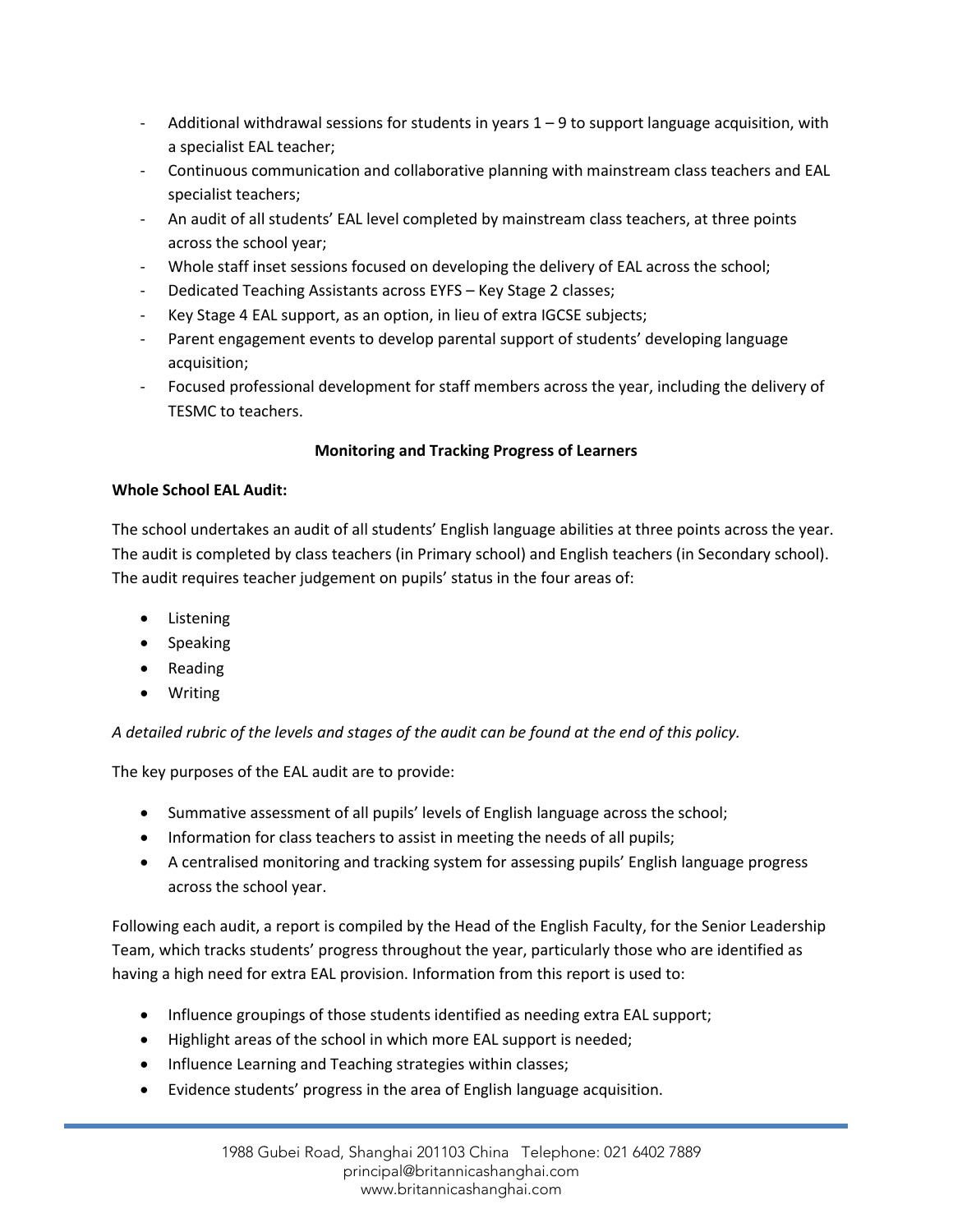- Additional withdrawal sessions for students in years 1 – 9 to support language acquisition, with a specialist EAL teacher;
- Continuous communication and collaborative planning with mainstream class teachers and EAL specialist teachers;
- An audit of all students' EAL level completed by mainstream class teachers, at three points across the school year;
- Whole staff inset sessions focused on developing the delivery of EAL across the school;
- Dedicated Teaching Assistants across EYFS – Key Stage 2 classes;
- Key Stage 4 EAL support, as an option, in lieu of extra IGCSE subjects;
- Parent engagement events to develop parental support of students' developing language acquisition;
- Focused professional development for staff members across the year, including the delivery of TESMC to teachers.

**Monitoring and Tracking Progress of Learners**

**Whole School EAL Audit:**

The school undertakes an audit of all students' English language abilities at three points across the year. The audit is completed by class teachers (in Primary school) and English teachers (in Secondary school). The audit requires teacher judgement on pupils' status in the four areas of:

- Listening
- Speaking
- Reading
- Writing

*A detailed rubric of the levels and stages of the audit can be found at the end of this policy.*

The key purposes of the EAL audit are to provide:

- Summative assessment of all pupils' levels of English language across the school;
- Information for class teachers to assist in meeting the needs of all pupils;
- A centralised monitoring and tracking system for assessing pupils' English language progress across the school year.

Following each audit, a report is compiled by the Head of the English Faculty, for the Senior Leadership Team, which tracks students' progress throughout the year, particularly those who are identified as having a high need for extra EAL provision. Information from this report is used to:

- Influence groupings of those students identified as needing extra EAL support;
- Highlight areas of the school in which more EAL support is needed;
- Influence Learning and Teaching strategies within classes;
- Evidence students' progress in the area of English language acquisition.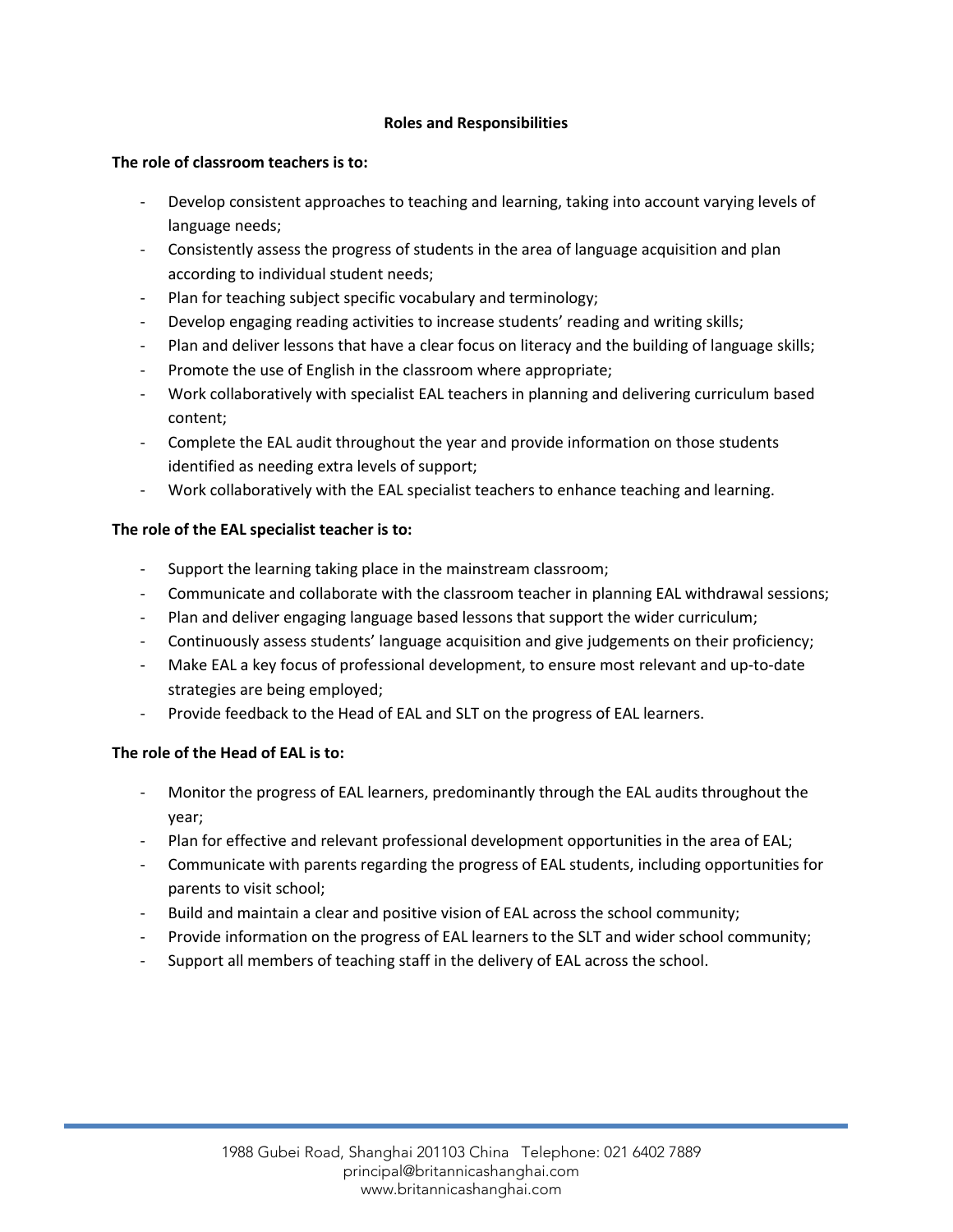## Roles and Responsibilities

**The role of classroom teachers is to:**

- Develop consistent approaches to teaching and learning, taking into account varying levels of language needs;
- Consistently assess the progress of students in the area of language acquisition and plan according to individual student needs;
- Plan for teaching subject specific vocabulary and terminology;
- Develop engaging reading activities to increase students' reading and writing skills;
- Plan and deliver lessons that have a clear focus on literacy and the building of language skills;
- Promote the use of English in the classroom where appropriate;
- Work collaboratively with specialist EAL teachers in planning and delivering curriculum based content;
- Complete the EAL audit throughout the year and provide information on those students identified as needing extra levels of support;
- Work collaboratively with the EAL specialist teachers to enhance teaching and learning.

**The role of the EAL specialist teacher is to:**

- Support the learning taking place in the mainstream classroom;
- Communicate and collaborate with the classroom teacher in planning EAL withdrawal sessions;
- Plan and deliver engaging language based lessons that support the wider curriculum;
- Continuously assess students' language acquisition and give judgements on their proficiency;
- Make EAL a key focus of professional development, to ensure most relevant and up-to-date strategies are being employed;
- Provide feedback to the Head of EAL and SLT on the progress of EAL learners.

**The role of the Head of EAL is to:**

- Monitor the progress of EAL learners, predominantly through the EAL audits throughout the year;
- Plan for effective and relevant professional development opportunities in the area of EAL;
- Communicate with parents regarding the progress of EAL students, including opportunities for parents to visit school;
- Build and maintain a clear and positive vision of EAL across the school community;
- Provide information on the progress of EAL learners to the SLT and wider school community;
- Support all members of teaching staff in the delivery of EAL across the school.